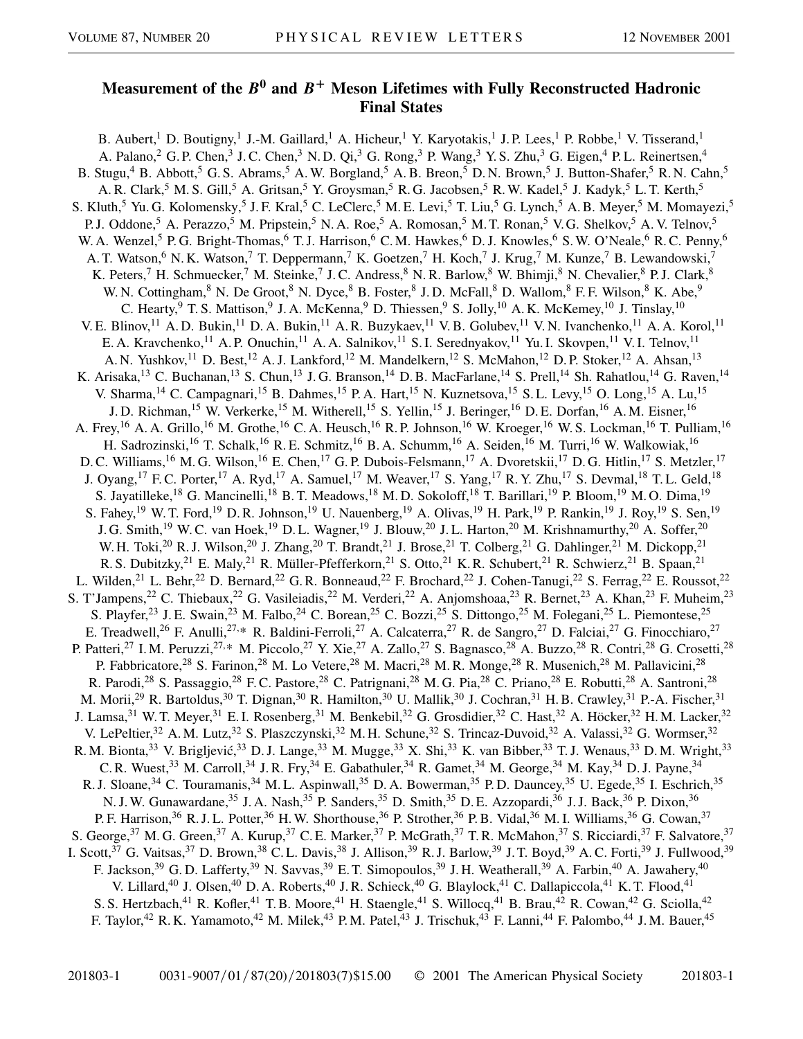# Measurement of the $B^0$ and $B^+$ Meson Lifetimes with Fully Reconstructed Hadronic Final States

B. Aubert,[1] D. Boutigny,[1] J.-M. Gaillard,[1] A. Hicheur,[1] Y. Karyotakis,[1] J. P. Lees,[1] P. Robbe,[1] V. Tisserand,[1] A. Palano,[2] G. P. Chen,[3] J. C. Chen,[3] N. D. Qi,[3] G. Rong,[3] P. Wang,[3] Y. S. Zhu,[3] G. Eigen,[4] P. L. Reinertsen,[4] B. Stugu,[4] B. Abbott,[5] G. S. Abrams,[5] A. W. Borgland,[5] A. B. Breon,[5] D. N. Brown,[5] J. Button-Shafer,[5] R. N. Cahn,[5] A. R. Clark,[5] M. S. Gill,[5] A. Gritsan,[5] Y. Groysman,[5] R. G. Jacobsen,[5] R. W. Kadel,[5] J. Kadyk,[5] L. T. Kerth,[5] S. Kluth,[5] Yu. G. Kolomensky,[5] J. F. Kral,[5] C. LeClerc,[5] M. E. Levi,[5] T. Liu,[5] G. Lynch,[5] A. B. Meyer,[5] M. Momayezi,[5] P. J. Oddone,[5] A. Perazzo,[5] M. Pripstein,[5] N. A. Roe,[5] A. Romosan,[5] M. T. Ronan,[5] V. G. Shelkov,[5] A. V. Telnov,[5] W. A. Wenzel,[5] P. G. Bright-Thomas,[6] T. J. Harrison,[6] C. M. Hawkes,[6] D. J. Knowles,[6] S. W. O'Neale,[6] R. C. Penny,[6] A. T. Watson,[6] N. K. Watson,[6] T. Deppermann,[7] K. Goetzen,[7] H. Koch,[7] J. Krug,[7] M. Kunze,[7] B. Lewandowski,[7] K. Peters,[7] H. Schmuecker,[7] M. Steinke,[7] J. C. Andress,[8] N. R. Barlow,[8] W. Bhimji,[8] N. Chevalier,[8] P. J. Clark,[8] W. N. Cottingham,[8] N. De Groot,[8] N. Dyce,[8] B. Foster,[8] J. D. McFall,[8] D. Wallom,[8] F. F. Wilson,[8] K. Abe,[9] C. Hearty,[9] T. S. Mattison,[9] J. A. McKenna,[9] D. Thiessen,[9] S. Jolly,[10] A. K. McKemey,[10] J. Tinslay,[10] V. E. Blinov,[11] A. D. Bukin,[11] D. A. Bukin,[11] A. R. Buzykaev,[11] V. B. Golubev,[11] V. N. Ivanchenko,[11] A. A. Korol,[11] E. A. Kravchenko,[11] A. P. Onuchin,[11] A. A. Salnikov,[11] S. I. Serednyakov,[11] Yu. I. Skovpen,[11] V. I. Telnov,[11] A. N. Yushkov,[11] D. Best,[12] A. J. Lankford,[12] M. Mandelkern,[12] S. McMahon,[12] D. P. Stoker,[12] A. Ahsan,[13] K. Arisaka,[13] C. Buchanan,[13] S. Chun,[13] J. G. Branson,[14] D. B. MacFarlane,[14] S. Prell,[14] Sh. Rahatlou,[14] G. Raven,[14] V. Sharma,[14] C. Campagnari,[15] B. Dahmes,[15] P. A. Hart,[15] N. Kuznetsova,[15] S. L. Levy,[15] O. Long,[15] A. Lu,[15] J. D. Richman,[15] W. Verkerke,[15] M. Witherell,[15] S. Yellin,[15] J. Beringer,[16] D. E. Dorfan,[16] A. M. Eisner,[16] A. Frey,[16] A. A. Grillo,[16] M. Grothe,[16] C. A. Heusch,[16] R. P. Johnson,[16] W. Kroeger,[16] W. S. Lockman,[16] T. Pulliam,[16] H. Sadrozinski,[16] T. Schalk,[16] R. E. Schmitz,[16] B. A. Schumm,[16] A. Seiden,[16] M. Turri,[16] W. Walkowiak,[16] D. C. Williams,[16] M. G. Wilson,[16] E. Chen,[17] G. P. Dubois-Felsmann,[17] A. Dvoretskii,[17] D. G. Hitlin,[17] S. Metzler,[17] J. Oyang,[17] F. C. Porter,[17] A. Ryd,[17] A. Samuel,[17] M. Weaver,[17] S. Yang,[17] R. Y. Zhu,[17] S. Devmal,[18] T. L. Geld,[18] S. Jayatilleke,[18] G. Mancinelli,[18] B. T. Meadows,[18] M. D. Sokoloff,[18] T. Barillari,[19] P. Bloom,[19] M. O. Dima,[19] S. Fahey,[19] W. T. Ford,[19] D. R. Johnson,[19] U. Nauenberg,[19] A. Olivas,[19] H. Park,[19] P. Rankin,[19] J. Roy,[19] S. Sen,[19] J. G. Smith,[19] W. C. van Hoek,[19] D. L. Wagner,[19] J. Blouw,[20] J. L. Harton,[20] M. Krishnamurthy,[20] A. Soffer,[20] W. H. Toki,[20] R. J. Wilson,[20] J. Zhang,[20] T. Brandt,[21] J. Brose,[21] T. Colberg,[21] G. Dahlinger,[21] M. Dickopp,[21] R. S. Dubitzky,[21] E. Maly,[21] R. Müller-Pfefferkorn,[21] S. Otto,[21] K. R. Schubert,[21] R. Schwierz,[21] B. Spaan,[21] L. Wilden,[21] L. Behr,[22] D. Bernard,[22] G. R. Bonneaud,[22] F. Brochard,[22] J. Cohen-Tanugi,[22] S. Ferrag,[22] E. Roussot,[22] S. T'Jampens,[22] C. Thiebaux,[22] G. Vasileiadis,[22] M. Verderi,[22] A. Anjomshoaa,[23] R. Bernet,[23] A. Khan,[23] F. Muheim,[23] S. Playfer,[23] J. E. Swain,[23] M. Falbo,[24] C. Borean,[25] C. Bozzi,[25] S. Dittongo,[25] M. Folegani,[25] L. Piemontese,[25] E. Treadwell,[26] F. Anulli,[27,*] R. Baldini-Ferroli,[27] A. Calcaterra,[27] R. de Sangro,[27] D. Falciai,[27] G. Finocchiaro,[27] P. Patteri,[27] I. M. Peruzzi,[27,*] M. Piccolo,[27] Y. Xie,[27] A. Zallo,[27] S. Bagnasco,[28] A. Buzzo,[28] R. Contri,[28] G. Crosetti,[28] P. Fabbricatore,[28] S. Farinon,[28] M. Lo Vetere,[28] M. Macri,[28] M. R. Monge,[28] R. Musenich,[28] M. Pallavicini,[28] R. Parodi,[28] S. Passaggio,[28] F. C. Pastore,[28] C. Patrignani,[28] M. G. Pia,[28] C. Priano,[28] E. Robutti,[28] A. Santroni,[28] M. Morii,[29] R. Bartoldus,[30] T. Dignan,[30] R. Hamilton,[30] U. Mallik,[30] J. Cochran,[31] H. B. Crawley,[31] P.-A. Fischer,[31] J. Lamsa,[31] W. T. Meyer,[31] E. I. Rosenberg,[31] M. Benkebil,[32] G. Grosdidier,[32] C. Hast,[32] A. Höcker,[32] H. M. Lacker,[32] V. LePeltier,[32] A. M. Lutz,[32] S. Plaszczynski,[32] M. H. Schune,[32] S. Trincaz-Duvoid,[32] A. Valassi,[32] G. Wormser,[32] R. M. Bionta,[33] V. Brigljević,[33] D. J. Lange,[33] M. Mugge,[33] X. Shi,[33] K. van Bibber,[33] T. J. Wenaus,[33] D. M. Wright,[33] C. R. Wuest,[33] M. Carroll,[34] J. R. Fry,[34] E. Gabathuler,[34] R. Gamet,[34] M. George,[34] M. Kay,[34] D. J. Payne,[34] R. J. Sloane,[34] C. Touramanis,[34] M. L. Aspinwall,[35] D. A. Bowerman,[35] P. D. Dauncey,[35] U. Egede,[35] I. Eschrich,[35] N. J. W. Gunawardane,[35] J. A. Nash,[35] P. Sanders,[35] D. Smith,[35] D. E. Azzopardi,[36] J. J. Back,[36] P. Dixon,[36] P. F. Harrison,[36] R. J. L. Potter,[36] H. W. Shorthouse,[36] P. Strother,[36] P. B. Vidal,[36] M. I. Williams,[36] G. Cowan,[37] S. George,[37] M. G. Green,[37] A. Kurup,[37] C. E. Marker,[37] P. McGrath,[37] T. R. McMahon,[37] S. Ricciardi,[37] F. Salvatore,[37] I. Scott,[37] G. Vaitsas,[37] D. Brown,[38] C. L. Davis,[38] J. Allison,[39] R. J. Barlow,[39] J. T. Boyd,[39] A. C. Forti,[39] J. Fullwood,[39] F. Jackson,[39] G. D. Lafferty,[39] N. Savvas,[39] E. T. Simopoulos,[39] J. H. Weatherall,[39] A. Farbin,[40] A. Jawahery,[40] V. Lillard,[40] J. Olsen,[40] D. A. Roberts,[40] J. R. Schieck,[40] G. Blaylock,[41] C. Dallapiccola,[41] K. T. Flood,[41] S. S. Hertzbach,[41] R. Kofler,[41] T. B. Moore,[41] H. Staengle,[41] S. Willocq,[41] B. Brau,[42] R. Cowan,[42] G. Sciolla,[42] F. Taylor,[42] R. K. Yamamoto,[42] M. Milek,[43] P. M. Patel,[43] J. Trischuk,[43] F. Lanni,[44] F. Palombo,[44] J. M. Bauer,[45]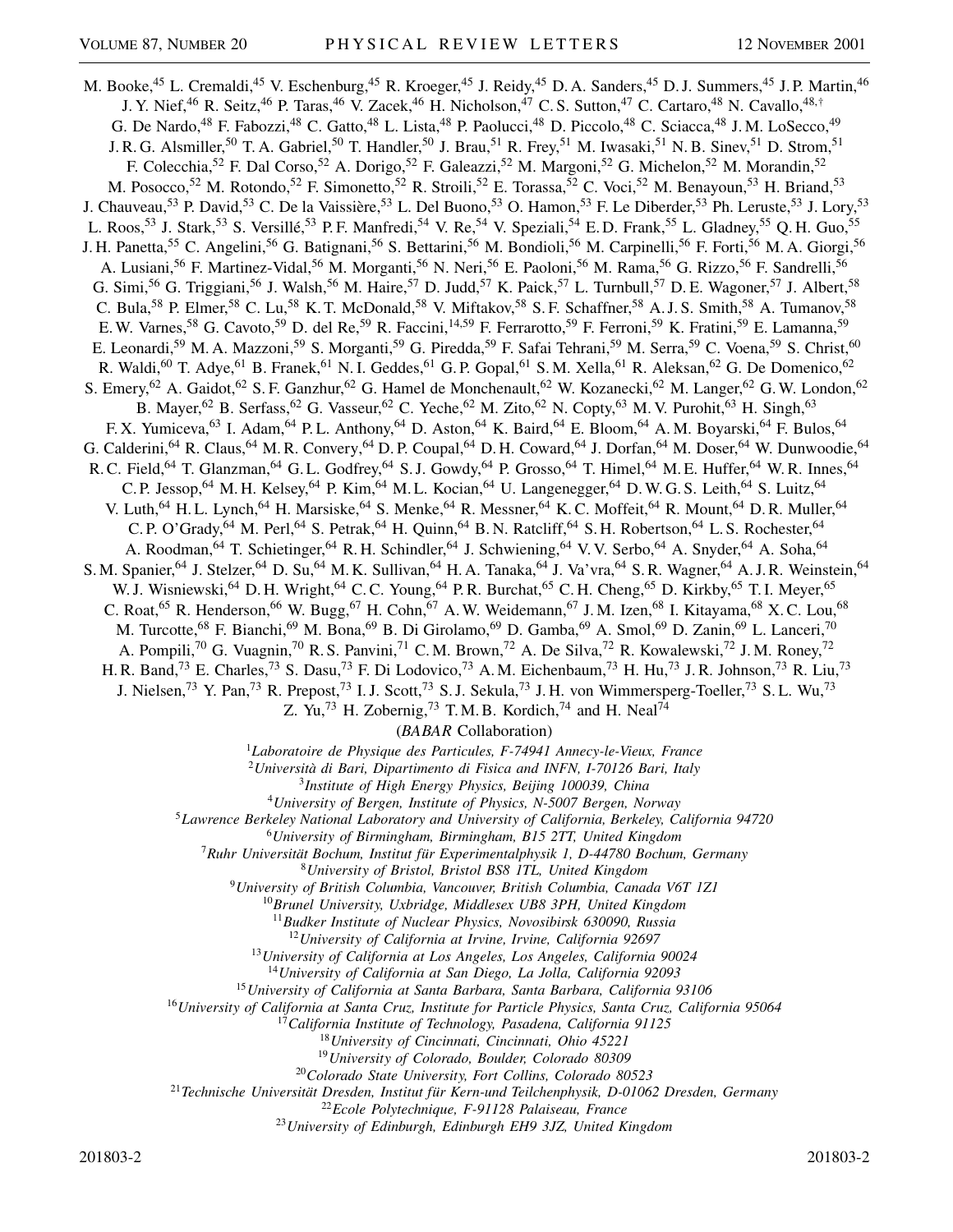M. Booke,[45] L. Cremaldi,[45] V. Eschenburg,[45] R. Kroeger,[45] J. Reidy,[45] D. A. Sanders,[45] D. J. Summers,[45] J. P. Martin,[46] J. Y. Nief,[46] R. Seitz,[46] P. Taras,[46] V. Zacek,[46] H. Nicholson,[47] C. S. Sutton,[47] C. Cartaro,[48] N. Cavallo,[48,†] G. De Nardo,[48] F. Fabozzi,[48] C. Gatto,[48] L. Lista,[48] P. Paolucci,[48] D. Piccolo,[48] C. Sciacca,[48] J. M. LoSecco,[49] J. R. G. Alsmiller,[50] T. A. Gabriel,[50] T. Handler,[50] J. Brau,[51] R. Frey,[51] M. Iwasaki,[51] N. B. Sinev,[51] D. Strom,[51] F. Colecchia,[52] F. Dal Corso,[52] A. Dorigo,[52] F. Galeazzi,[52] M. Margoni,[52] G. Michelon,[52] M. Morandin,[52] M. Posocco,[52] M. Rotondo,[52] F. Simonetto,[52] R. Stroili,[52] E. Torassa,[52] C. Voci,[52] M. Benayoun,[53] H. Briand,[53] J. Chauveau,[53] P. David,[53] C. De la Vaissière,[53] L. Del Buono,[53] O. Hamon,[53] F. Le Diberder,[53] Ph. Leruste,[53] J. Lory,[53] L. Roos,[53] J. Stark,[53] S. Versillé,[53] P. F. Manfredi,[54] V. Re,[54] V. Speziali,[54] E. D. Frank,[55] L. Gladney,[55] Q. H. Guo,[55] J. H. Panetta,[55] C. Angelini,[56] G. Batignani,[56] S. Bettarini,[56] M. Bondioli,[56] M. Carpinelli,[56] F. Forti,[56] M. A. Giorgi,[56] A. Lusiani,[56] F. Martinez-Vidal,[56] M. Morganti,[56] N. Neri,[56] E. Paoloni,[56] M. Rama,[56] G. Rizzo,[56] F. Sandrelli,[56] G. Simi,[56] G. Triggiani,[56] J. Walsh,[56] M. Haire,[57] D. Judd,[57] K. Paick,[57] L. Turnbull,[57] D. E. Wagoner,[57] J. Albert,[58] C. Bula,[58] P. Elmer,[58] C. Lu,[58] K. T. McDonald,[58] V. Miftakov,[58] S. F. Schaffner,[58] A. J. S. Smith,[58] A. Tumanov,[58] E. W. Varnes,[58] G. Cavoto,[59] D. del Re,[59] R. Faccini,[14,59] F. Ferrarotto,[59] F. Ferroni,[59] K. Fratini,[59] E. Lamanna,[59] E. Leonardi,[59] M. A. Mazzoni,[59] S. Morganti,[59] G. Piredda,[59] F. Safai Tehrani,[59] M. Serra,[59] C. Voena,[59] S. Christ,[60] R. Waldi,[60] T. Adye,[61] B. Franek,[61] N. I. Geddes,[61] G. P. Gopal,[61] S. M. Xella,[61] R. Aleksan,[62] G. De Domenico,[62] S. Emery,[62] A. Gaidot,[62] S. F. Ganzhur,[62] G. Hamel de Monchenault,[62] W. Kozanecki,[62] M. Langer,[62] G. W. London,[62] B. Mayer,[62] B. Serfass,[62] G. Vasseur,[62] C. Yeche,[62] M. Zito,[62] N. Copty,[63] M. V. Purohit,[63] H. Singh,[63] F. X. Yumiceva,[63] I. Adam,[64] P. L. Anthony,[64] D. Aston,[64] K. Baird,[64] E. Bloom,[64] A. M. Boyarski,[64] F. Bulos,[64] G. Calderini,[64] R. Claus,[64] M. R. Convery,[64] D. P. Coupal,[64] D. H. Coward,[64] J. Dorfan,[64] M. Doser,[64] W. Dunwoodie,[64] R. C. Field,[64] T. Glanzman,[64] G. L. Godfrey,[64] S. J. Gowdy,[64] P. Grosso,[64] T. Himel,[64] M. E. Huffer,[64] W. R. Innes,[64] C. P. Jessop,[64] M. H. Kelsey,[64] P. Kim,[64] M. L. Kocian,[64] U. Langenegger,[64] D. W. G. S. Leith,[64] S. Luitz,[64] V. Luth,[64] H. L. Lynch,[64] H. Marsiske,[64] S. Menke,[64] R. Messner,[64] K. C. Moffeit,[64] R. Mount,[64] D. R. Muller,[64] C. P. O'Grady,[64] M. Perl,[64] S. Petrak,[64] H. Quinn,[64] B. N. Ratcliff,[64] S. H. Robertson,[64] L. S. Rochester,[64] A. Roodman,[64] T. Schietinger,[64] R. H. Schindler,[64] J. Schwiening,[64] V. V. Serbo,[64] A. Snyder,[64] A. Soha,[64] S. M. Spanier,[64] J. Stelzer,[64] D. Su,[64] M. K. Sullivan,[64] H. A. Tanaka,[64] J. Va'vra,[64] S. R. Wagner,[64] A. J. R. Weinstein,[64] W. J. Wisniewski,[64] D. H. Wright,[64] C. C. Young,[64] P. R. Burchat,[65] C. H. Cheng,[65] D. Kirkby,[65] T. I. Meyer,[65] C. Roat,[65] R. Henderson,[66] W. Bugg,[67] H. Cohn,[67] A. W. Weidemann,[67] J. M. Izen,[68] I. Kitayama,[68] X. C. Lou,[68] M. Turcotte,[68] F. Bianchi,[69] M. Bona,[69] B. Di Girolamo,[69] D. Gamba,[69] A. Smol,[69] D. Zanin,[69] L. Lanceri,[70] A. Pompili,[70] G. Vuagnin,[70] R. S. Panvini,[71] C. M. Brown,[72] A. De Silva,[72] R. Kowalewski,[72] J. M. Roney,[72] H. R. Band,[73] E. Charles,[73] S. Dasu,[73] F. Di Lodovico,[73] A. M. Eichenbaum,[73] H. Hu,[73] J. R. Johnson,[73] R. Liu,[73] J. Nielsen,[73] Y. Pan,[73] R. Prepost,[73] I. J. Scott,[73] S. J. Sekula,[73] J. H. von Wimmersperg-Toeller,[73] S. L. Wu,[73] Z. Yu,[73] H. Zobernig,[73] T. M. B. Kordich,[74] and H. Neal[74]

(*BABAR* Collaboration)

[1]*Laboratoire de Physique des Particules, F-74941 Annecy-le-Vieux, France*
[2]*Università di Bari, Dipartimento di Fisica and INFN, I-70126 Bari, Italy*
[3]*Institute of High Energy Physics, Beijing 100039, China*
[4]*University of Bergen, Institute of Physics, N-5007 Bergen, Norway*
[5]*Lawrence Berkeley National Laboratory and University of California, Berkeley, California 94720*
[6]*University of Birmingham, Birmingham, B15 2TT, United Kingdom*
[7]*Ruhr Universität Bochum, Institut für Experimentalphysik 1, D-44780 Bochum, Germany*
[8]*University of Bristol, Bristol BS8 1TL, United Kingdom*
[9]*University of British Columbia, Vancouver, British Columbia, Canada V6T 1Z1*
[10]*Brunel University, Uxbridge, Middlesex UB8 3PH, United Kingdom*
[11]*Budker Institute of Nuclear Physics, Novosibirsk 630090, Russia*
[12]*University of California at Irvine, Irvine, California 92697*
[13]*University of California at Los Angeles, Los Angeles, California 90024*
[14]*University of California at San Diego, La Jolla, California 92093*
[15]*University of California at Santa Barbara, Santa Barbara, California 93106*
[16]*University of California at Santa Cruz, Institute for Particle Physics, Santa Cruz, California 95064*
[17]*California Institute of Technology, Pasadena, California 91125*
[18]*University of Cincinnati, Cincinnati, Ohio 45221*
[19]*University of Colorado, Boulder, Colorado 80309*
[20]*Colorado State University, Fort Collins, Colorado 80523*
[21]*Technische Universität Dresden, Institut für Kern-und Teilchenphysik, D-01062 Dresden, Germany*
[22]*Ecole Polytechnique, F-91128 Palaiseau, France*
[23]*University of Edinburgh, Edinburgh EH9 3JZ, United Kingdom*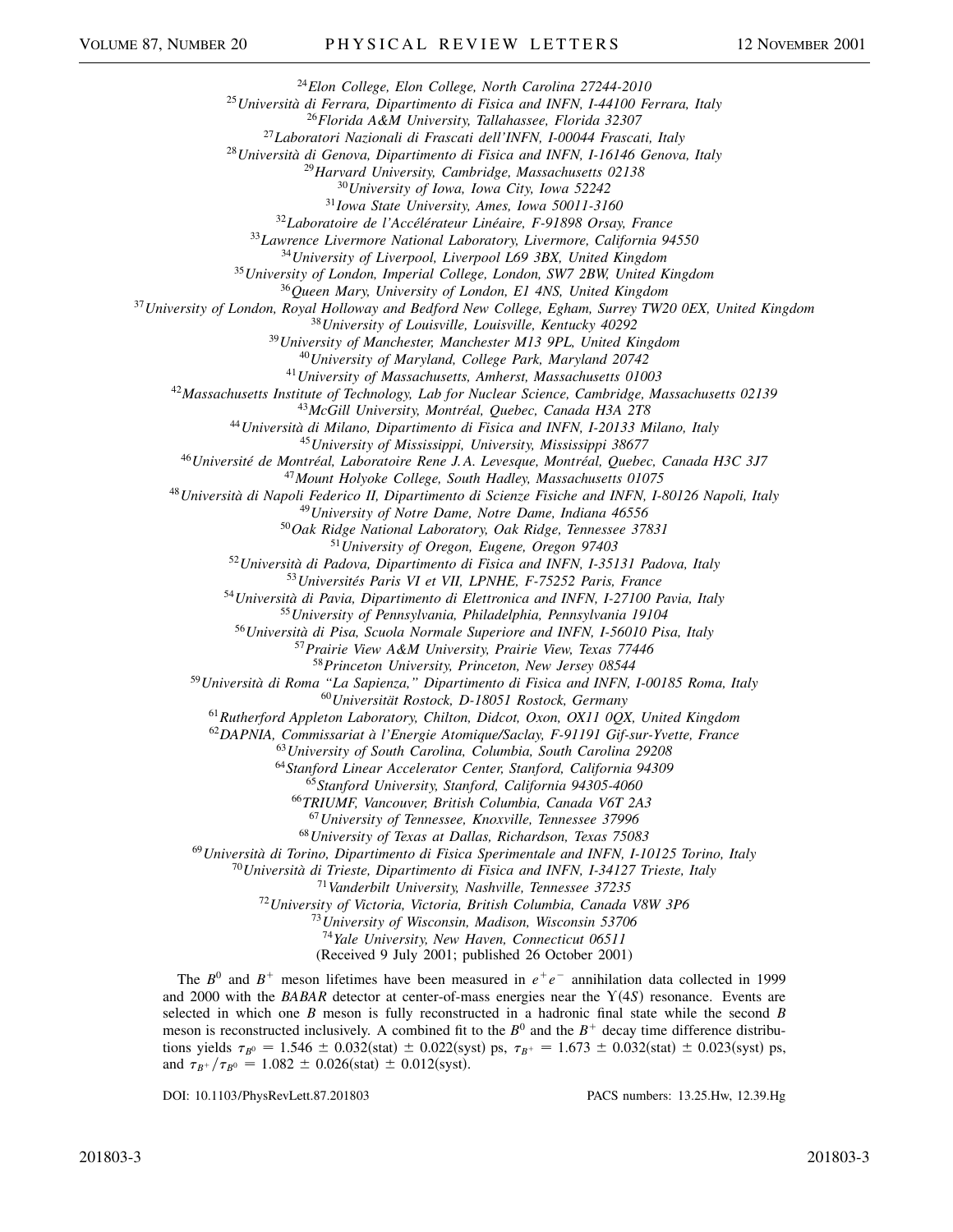[24]*Elon College, Elon College, North Carolina 27244-2010*
[25]*Università di Ferrara, Dipartimento di Fisica and INFN, I-44100 Ferrara, Italy*
[26]*Florida A&M University, Tallahassee, Florida 32307*
[27]*Laboratori Nazionali di Frascati dell'INFN, I-00044 Frascati, Italy*
[28]*Università di Genova, Dipartimento di Fisica and INFN, I-16146 Genova, Italy*
[29]*Harvard University, Cambridge, Massachusetts 02138*
[30]*University of Iowa, Iowa City, Iowa 52242*
[31]*Iowa State University, Ames, Iowa 50011-3160*
[32]*Laboratoire de l'Accélérateur Linéaire, F-91898 Orsay, France*
[33]*Lawrence Livermore National Laboratory, Livermore, California 94550*
[34]*University of Liverpool, Liverpool L69 3BX, United Kingdom*
[35]*University of London, Imperial College, London, SW7 2BW, United Kingdom*
[36]*Queen Mary, University of London, E1 4NS, United Kingdom*
[37]*University of London, Royal Holloway and Bedford New College, Egham, Surrey TW20 0EX, United Kingdom*
[38]*University of Louisville, Louisville, Kentucky 40292*
[39]*University of Manchester, Manchester M13 9PL, United Kingdom*
[40]*University of Maryland, College Park, Maryland 20742*
[41]*University of Massachusetts, Amherst, Massachusetts 01003*
[42]*Massachusetts Institute of Technology, Lab for Nuclear Science, Cambridge, Massachusetts 02139*
[43]*McGill University, Montréal, Quebec, Canada H3A 2T8*
[44]*Università di Milano, Dipartimento di Fisica and INFN, I-20133 Milano, Italy*
[45]*University of Mississippi, University, Mississippi 38677*
[46]*Université de Montréal, Laboratoire Rene J. A. Levesque, Montréal, Quebec, Canada H3C 3J7*
[47]*Mount Holyoke College, South Hadley, Massachusetts 01075*
[48]*Università di Napoli Federico II, Dipartimento di Scienze Fisiche and INFN, I-80126 Napoli, Italy*
[49]*University of Notre Dame, Notre Dame, Indiana 46556*
[50]*Oak Ridge National Laboratory, Oak Ridge, Tennessee 37831*
[51]*University of Oregon, Eugene, Oregon 97403*
[52]*Università di Padova, Dipartimento di Fisica and INFN, I-35131 Padova, Italy*
[53]*Universités Paris VI et VII, LPNHE, F-75252 Paris, France*
[54]*Università di Pavia, Dipartimento di Elettronica and INFN, I-27100 Pavia, Italy*
[55]*University of Pennsylvania, Philadelphia, Pennsylvania 19104*
[56]*Università di Pisa, Scuola Normale Superiore and INFN, I-56010 Pisa, Italy*
[57]*Prairie View A&M University, Prairie View, Texas 77446*
[58]*Princeton University, Princeton, New Jersey 08544*
[59]*Università di Roma "La Sapienza," Dipartimento di Fisica and INFN, I-00185 Roma, Italy*
[60]*Universität Rostock, D-18051 Rostock, Germany*
[61]*Rutherford Appleton Laboratory, Chilton, Didcot, Oxon, OX11 0QX, United Kingdom*
[62]*DAPNIA, Commissariat à l'Energie Atomique/Saclay, F-91191 Gif-sur-Yvette, France*
[63]*University of South Carolina, Columbia, South Carolina 29208*
[64]*Stanford Linear Accelerator Center, Stanford, California 94309*
[65]*Stanford University, Stanford, California 94305-4060*
[66]*TRIUMF, Vancouver, British Columbia, Canada V6T 2A3*
[67]*University of Tennessee, Knoxville, Tennessee 37996*
[68]*University of Texas at Dallas, Richardson, Texas 75083*
[69]*Università di Torino, Dipartimento di Fisica Sperimentale and INFN, I-10125 Torino, Italy*
[70]*Università di Trieste, Dipartimento di Fisica and INFN, I-34127 Trieste, Italy*
[71]*Vanderbilt University, Nashville, Tennessee 37235*
[72]*University of Victoria, Victoria, British Columbia, Canada V8W 3P6*
[73]*University of Wisconsin, Madison, Wisconsin 53706*
[74]*Yale University, New Haven, Connecticut 06511*
(Received 9 July 2001; published 26 October 2001)

The $B^0$ and $B^+$ meson lifetimes have been measured in $e^+e^-$ annihilation data collected in 1999 and 2000 with the *BABAR* detector at center-of-mass energies near the $\Upsilon(4S)$ resonance. Events are selected in which one $B$ meson is fully reconstructed in a hadronic final state while the second $B$ meson is reconstructed inclusively. A combined fit to the $B^0$ and the $B^+$ decay time difference distributions yields $\tau_{B^0} = 1.546 \pm 0.032(\text{stat}) \pm 0.022(\text{syst})$ ps, $\tau_{B^+} = 1.673 \pm 0.032(\text{stat}) \pm 0.023(\text{syst})$ ps, and $\tau_{B^+}/\tau_{B^0} = 1.082 \pm 0.026(\text{stat}) \pm 0.012(\text{syst})$.

DOI: 10.1103/PhysRevLett.87.201803 PACS numbers: 13.25.Hw, 12.39.Hg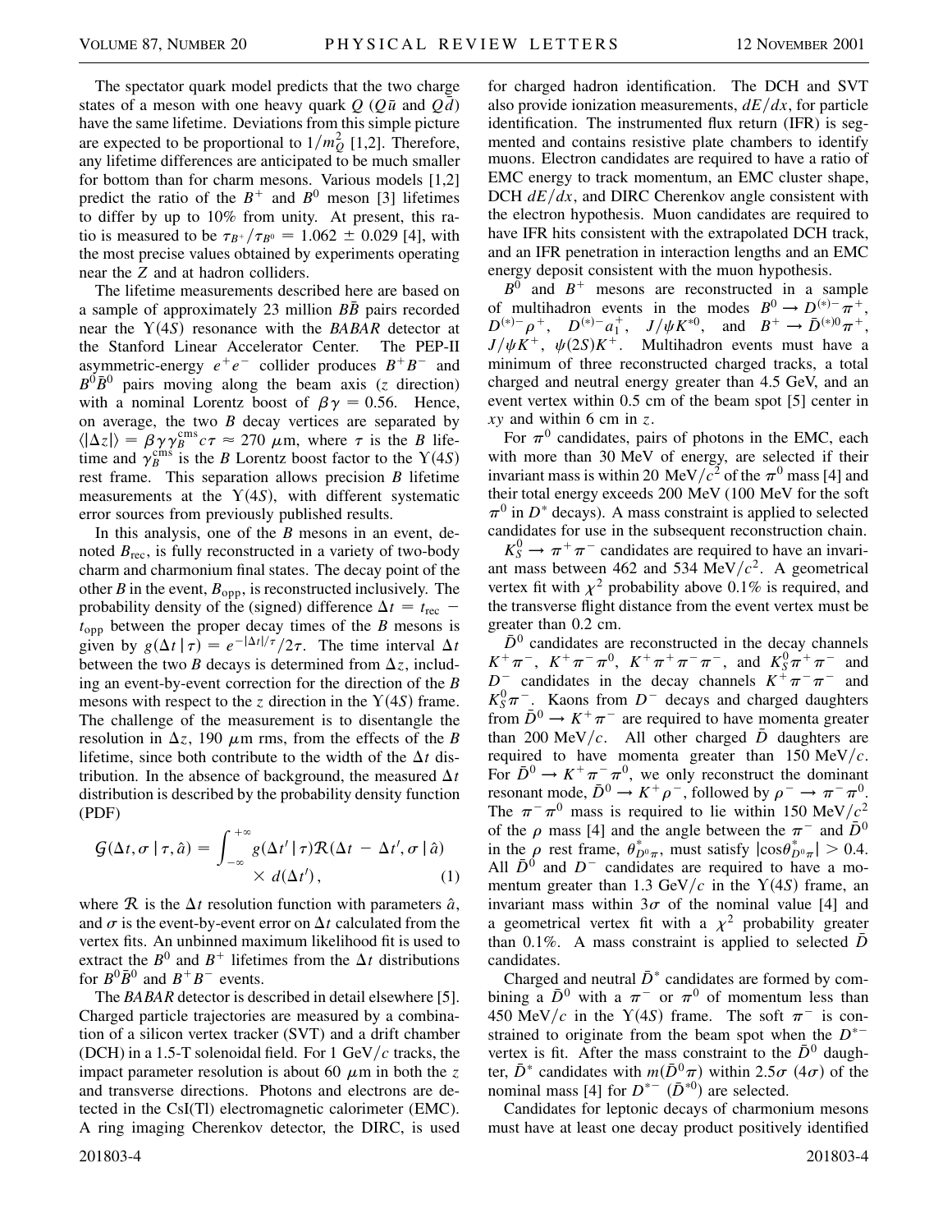The spectator quark model predicts that the two charge states of a meson with one heavy quark $Q$ ($Q\bar{u}$ and $Q\bar{d}$) have the same lifetime. Deviations from this simple picture are expected to be proportional to $1/m_Q^2$ [1,2]. Therefore, any lifetime differences are anticipated to be much smaller for bottom than for charm mesons. Various models [1,2] predict the ratio of the $B^+$ and $B^0$ meson [3] lifetimes to differ by up to 10% from unity. At present, this ratio is measured to be $\tau_{B^+}/\tau_{B^0} = 1.062 \pm 0.029$ [4], with the most precise values obtained by experiments operating near the $Z$ and at hadron colliders.

The lifetime measurements described here are based on a sample of approximately 23 million $B\bar{B}$ pairs recorded near the $\Upsilon(4S)$ resonance with the *BABAR* detector at the Stanford Linear Accelerator Center. The PEP-II asymmetric-energy $e^+e^-$ collider produces $B^+B^-$ and $B^0\bar{B}^0$ pairs moving along the beam axis ($z$ direction) with a nominal Lorentz boost of $\beta\gamma = 0.56$. Hence, on average, the two $B$ decay vertices are separated by $\langle|\Delta z|\rangle = \beta\gamma\gamma_B^{\rm cms}c\tau \approx 270\ \mu$m, where $\tau$ is the $B$ lifetime and $\gamma_B^{\rm cms}$ is the $B$ Lorentz boost factor to the $\Upsilon(4S)$ rest frame. This separation allows precision $B$ lifetime measurements at the $\Upsilon(4S)$, with different systematic error sources from previously published results.

In this analysis, one of the $B$ mesons in an event, denoted $B_{\rm rec}$, is fully reconstructed in a variety of two-body charm and charmonium final states. The decay point of the other $B$ in the event, $B_{\rm opp}$, is reconstructed inclusively. The probability density of the (signed) difference $\Delta t = t_{\rm rec} - t_{\rm opp}$ between the proper decay times of the $B$ mesons is given by $g(\Delta t\,|\,\tau) = e^{-|\Delta t|/\tau}/2\tau$. The time interval $\Delta t$ between the two $B$ decays is determined from $\Delta z$, including an event-by-event correction for the direction of the $B$ mesons with respect to the $z$ direction in the $\Upsilon(4S)$ frame. The challenge of the measurement is to disentangle the resolution in $\Delta z$, 190 $\mu$m rms, from the effects of the $B$ lifetime, since both contribute to the width of the $\Delta t$ distribution. In the absence of background, the measured $\Delta t$ distribution is described by the probability density function (PDF)

$$\mathcal{G}(\Delta t, \sigma\,|\,\tau, \hat{a}) = \int_{-\infty}^{+\infty} g(\Delta t'\,|\,\tau)\mathcal{R}(\Delta t - \Delta t', \sigma\,|\,\hat{a}) \times d(\Delta t'), \tag{1}$$

where $\mathcal{R}$ is the $\Delta t$ resolution function with parameters $\hat{a}$, and $\sigma$ is the event-by-event error on $\Delta t$ calculated from the vertex fits. An unbinned maximum likelihood fit is used to extract the $B^0$ and $B^+$ lifetimes from the $\Delta t$ distributions for $B^0\bar{B}^0$ and $B^+B^-$ events.

The *BABAR* detector is described in detail elsewhere [5]. Charged particle trajectories are measured by a combination of a silicon vertex tracker (SVT) and a drift chamber (DCH) in a 1.5-T solenoidal field. For 1 GeV/$c$ tracks, the impact parameter resolution is about 60 $\mu$m in both the $z$ and transverse directions. Photons and electrons are detected in the CsI(Tl) electromagnetic calorimeter (EMC). A ring imaging Cherenkov detector, the DIRC, is used for charged hadron identification. The DCH and SVT also provide ionization measurements, $dE/dx$, for particle identification. The instrumented flux return (IFR) is segmented and contains resistive plate chambers to identify muons. Electron candidates are required to have a ratio of EMC energy to track momentum, an EMC cluster shape, DCH $dE/dx$, and DIRC Cherenkov angle consistent with the electron hypothesis. Muon candidates are required to have IFR hits consistent with the extrapolated DCH track, and an IFR penetration in interaction lengths and an EMC energy deposit consistent with the muon hypothesis.

$B^0$ and $B^+$ mesons are reconstructed in a sample of multihadron events in the modes $B^0 \to D^{(*)-}\pi^+$, $D^{(*)-}\rho^+$, $D^{(*)-}a_1^+$, $J/\psi K^{*0}$, and $B^+ \to \bar{D}^{(*)0}\pi^+$, $J/\psi K^+$, $\psi(2S)K^+$. Multihadron events must have a minimum of three reconstructed charged tracks, a total charged and neutral energy greater than 4.5 GeV, and an event vertex within 0.5 cm of the beam spot [5] center in $xy$ and within 6 cm in $z$.

For $\pi^0$ candidates, pairs of photons in the EMC, each with more than 30 MeV of energy, are selected if their invariant mass is within 20 MeV/$c^2$ of the $\pi^0$ mass [4] and their total energy exceeds 200 MeV (100 MeV for the soft $\pi^0$ in $D^*$ decays). A mass constraint is applied to selected candidates for use in the subsequent reconstruction chain.

$K_S^0 \to \pi^+\pi^-$ candidates are required to have an invariant mass between 462 and 534 MeV/$c^2$. A geometrical vertex fit with $\chi^2$ probability above 0.1% is required, and the transverse flight distance from the event vertex must be greater than 0.2 cm.

$\bar{D}^0$ candidates are reconstructed in the decay channels $K^+\pi^-$, $K^+\pi^-\pi^0$, $K^+\pi^+\pi^-\pi^-$, and $K_S^0\pi^+\pi^-$ and $D^-$ candidates in the decay channels $K^+\pi^-\pi^-$ and $K_S^0\pi^-$. Kaons from $D^-$ decays and charged daughters from $\bar{D}^0 \to K^+\pi^-$ are required to have momenta greater than 200 MeV/$c$. All other charged $\bar{D}$ daughters are required to have momenta greater than 150 MeV/$c$. For $\bar{D}^0 \to K^+\pi^-\pi^0$, we only reconstruct the dominant resonant mode, $\bar{D}^0 \to K^+\rho^-$, followed by $\rho^- \to \pi^-\pi^0$. The $\pi^-\pi^0$ mass is required to lie within 150 MeV/$c^2$ of the $\rho$ mass [4] and the angle between the $\pi^-$ and $\bar{D}^0$ in the $\rho$ rest frame, $\theta^*_{D^0\pi}$, must satisfy $|\cos\theta^*_{D^0\pi}| > 0.4$. All $\bar{D}^0$ and $D^-$ candidates are required to have a momentum greater than 1.3 GeV/$c$ in the $\Upsilon(4S)$ frame, an invariant mass within $3\sigma$ of the nominal value [4] and a geometrical vertex fit with a $\chi^2$ probability greater than 0.1%. A mass constraint is applied to selected $\bar{D}$ candidates.

Charged and neutral $\bar{D}^*$ candidates are formed by combining a $\bar{D}^0$ with a $\pi^-$ or $\pi^0$ of momentum less than 450 MeV/$c$ in the $\Upsilon(4S)$ frame. The soft $\pi^-$ is constrained to originate from the beam spot when the $D^{*-}$ vertex is fit. After the mass constraint to the $\bar{D}^0$ daughter, $\bar{D}^*$ candidates with $m(\bar{D}^0\pi)$ within $2.5\sigma$ ($4\sigma$) of the nominal mass [4] for $D^{*-}$ ($\bar{D}^{*0}$) are selected.

Candidates for leptonic decays of charmonium mesons must have at least one decay product positively identified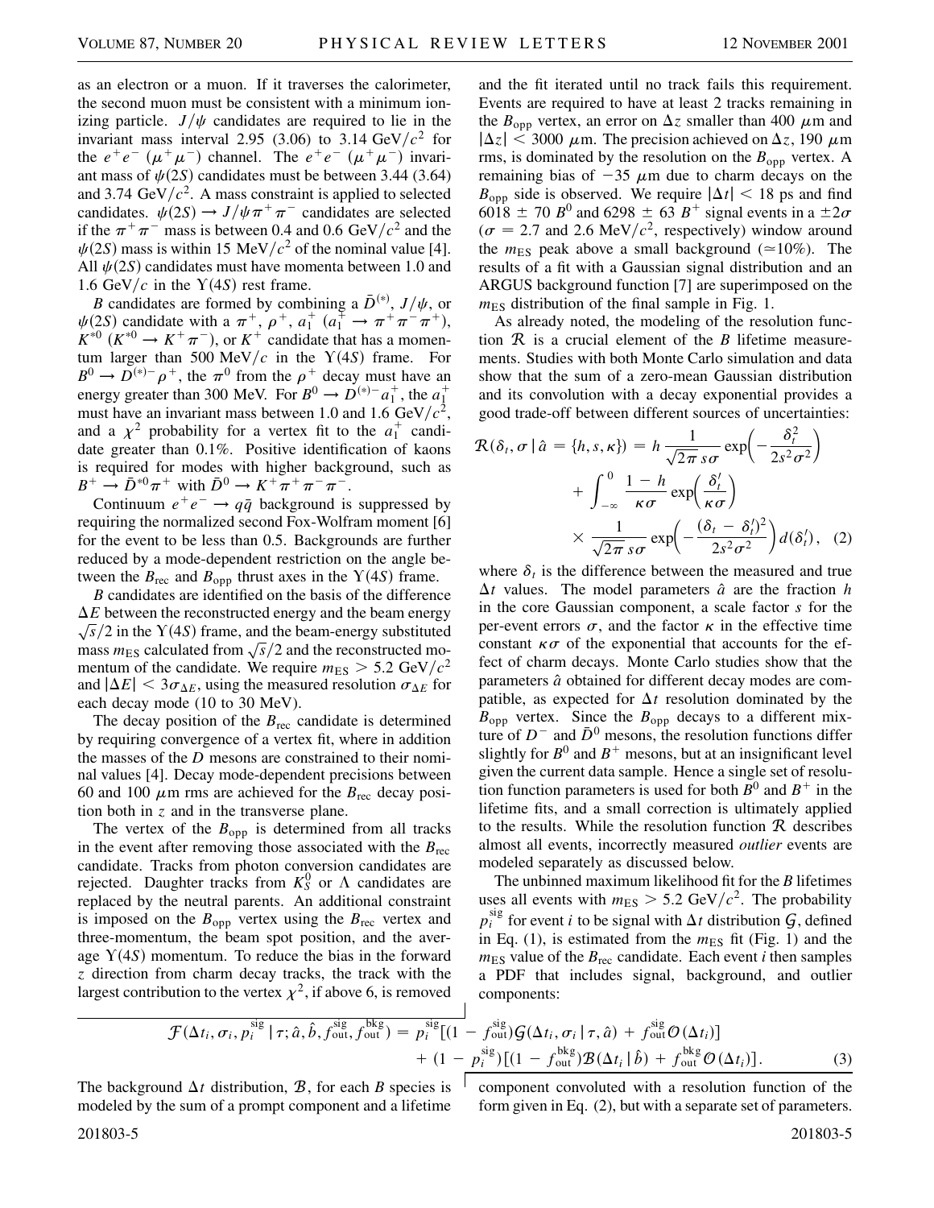as an electron or a muon. If it traverses the calorimeter, the second muon must be consistent with a minimum ionizing particle. $J/\psi$ candidates are required to lie in the invariant mass interval 2.95 (3.06) to 3.14 GeV$/c^2$ for the $e^+e^-$ ($\mu^+\mu^-$) channel. The $e^+e^-$ ($\mu^+\mu^-$) invariant mass of $\psi(2S)$ candidates must be between 3.44 (3.64) and 3.74 GeV$/c^2$. A mass constraint is applied to selected candidates. $\psi(2S) \to J/\psi \pi^+\pi^-$ candidates are selected if the $\pi^+\pi^-$ mass is between 0.4 and 0.6 GeV$/c^2$ and the $\psi(2S)$ mass is within 15 MeV$/c^2$ of the nominal value [4]. All $\psi(2S)$ candidates must have momenta between 1.0 and 1.6 GeV$/c$ in the $\Upsilon(4S)$ rest frame.

$B$ candidates are formed by combining a $\bar{D}^{(*)}$, $J/\psi$, or $\psi(2S)$ candidate with a $\pi^+$, $\rho^+$, $a_1^+$ ($a_1^+ \to \pi^+\pi^-\pi^+$), $K^{*0}$ ($K^{*0} \to K^+\pi^-$), or $K^+$ candidate that has a momentum larger than 500 MeV$/c$ in the $\Upsilon(4S)$ frame. For $B^0 \to D^{(*)-}\rho^+$, the $\pi^0$ from the $\rho^+$ decay must have an energy greater than 300 MeV. For $B^0 \to D^{(*)-}a_1^+$, the $a_1^+$ must have an invariant mass between 1.0 and 1.6 GeV$/c^2$, and a $\chi^2$ probability for a vertex fit to the $a_1^+$ candidate greater than 0.1%. Positive identification of kaons is required for modes with higher background, such as $B^+ \to \bar{D}^{*0}\pi^+$ with $\bar{D}^0 \to K^+\pi^+\pi^-\pi^-$.

Continuum $e^+e^- \to q\bar{q}$ background is suppressed by requiring the normalized second Fox-Wolfram moment [6] for the event to be less than 0.5. Backgrounds are further reduced by a mode-dependent restriction on the angle between the $B_{\rm rec}$ and $B_{\rm opp}$ thrust axes in the $\Upsilon(4S)$ frame.

$B$ candidates are identified on the basis of the difference $\Delta E$ between the reconstructed energy and the beam energy $\sqrt{s}/2$ in the $\Upsilon(4S)$ frame, and the beam-energy substituted mass $m_{\rm ES}$ calculated from $\sqrt{s}/2$ and the reconstructed momentum of the candidate. We require $m_{\rm ES} > 5.2$ GeV$/c^2$ and $|\Delta E| < 3\sigma_{\Delta E}$, using the measured resolution $\sigma_{\Delta E}$ for each decay mode (10 to 30 MeV).

The decay position of the $B_{\rm rec}$ candidate is determined by requiring convergence of a vertex fit, where in addition the masses of the $D$ mesons are constrained to their nominal values [4]. Decay mode-dependent precisions between 60 and 100 $\mu$m rms are achieved for the $B_{\rm rec}$ decay position both in $z$ and in the transverse plane.

The vertex of the $B_{\rm opp}$ is determined from all tracks in the event after removing those associated with the $B_{\rm rec}$ candidate. Tracks from photon conversion candidates are rejected. Daughter tracks from $K_S^0$ or $\Lambda$ candidates are replaced by the neutral parents. An additional constraint is imposed on the $B_{\rm opp}$ vertex using the $B_{\rm rec}$ vertex and three-momentum, the beam spot position, and the average $\Upsilon(4S)$ momentum. To reduce the bias in the forward $z$ direction from charm decay tracks, the track with the largest contribution to the vertex $\chi^2$, if above 6, is removed and the fit iterated until no track fails this requirement. Events are required to have at least 2 tracks remaining in the $B_{\rm opp}$ vertex, an error on $\Delta z$ smaller than 400 $\mu$m and $|\Delta z| < 3000$ $\mu$m. The precision achieved on $\Delta z$, 190 $\mu$m rms, is dominated by the resolution on the $B_{\rm opp}$ vertex. A remaining bias of $-35$ $\mu$m due to charm decays on the $B_{\rm opp}$ side is observed. We require $|\Delta t| < 18$ ps and find $6018 \pm 70$ $B^0$ and $6298 \pm 63$ $B^+$ signal events in a $\pm 2\sigma$ ($\sigma = 2.7$ and 2.6 MeV$/c^2$, respectively) window around the $m_{\rm ES}$ peak above a small background ($\simeq 10\%$). The results of a fit with a Gaussian signal distribution and an ARGUS background function [7] are superimposed on the $m_{\rm ES}$ distribution of the final sample in Fig. 1.

As already noted, the modeling of the resolution function $\mathcal{R}$ is a crucial element of the $B$ lifetime measurements. Studies with both Monte Carlo simulation and data show that the sum of a zero-mean Gaussian distribution and its convolution with a decay exponential provides a good trade-off between different sources of uncertainties:

$$\mathcal{R}(\delta_t, \sigma \,|\, \hat{a} = \{h, s, \kappa\}) = h \frac{1}{\sqrt{2\pi}\, s\sigma} \exp\!\left(-\frac{\delta_t^2}{2s^2\sigma^2}\right) + \int_{-\infty}^{0} \frac{1-h}{\kappa\sigma} \exp\!\left(\frac{\delta_t'}{\kappa\sigma}\right) \times \frac{1}{\sqrt{2\pi}\, s\sigma} \exp\!\left(-\frac{(\delta_t - \delta_t')^2}{2s^2\sigma^2}\right) d(\delta_t'), \quad (2)$$

where $\delta_t$ is the difference between the measured and true $\Delta t$ values. The model parameters $\hat{a}$ are the fraction $h$ in the core Gaussian component, a scale factor $s$ for the per-event errors $\sigma$, and the factor $\kappa$ in the effective time constant $\kappa\sigma$ of the exponential that accounts for the effect of charm decays. Monte Carlo studies show that the parameters $\hat{a}$ obtained for different decay modes are compatible, as expected for $\Delta t$ resolution dominated by the $B_{\rm opp}$ vertex. Since the $B_{\rm opp}$ decays to a different mixture of $D^-$ and $\bar{D}^0$ mesons, the resolution functions differ slightly for $B^0$ and $B^+$ mesons, but at an insignificant level given the current data sample. Hence a single set of resolution function parameters is used for both $B^0$ and $B^+$ in the lifetime fits, and a small correction is ultimately applied to the results. While the resolution function $\mathcal{R}$ describes almost all events, incorrectly measured *outlier* events are modeled separately as discussed below.

The unbinned maximum likelihood fit for the $B$ lifetimes uses all events with $m_{\rm ES} > 5.2$ GeV$/c^2$. The probability $p_i^{\rm sig}$ for event $i$ to be signal with $\Delta t$ distribution $\mathcal{G}$, defined in Eq. (1), is estimated from the $m_{\rm ES}$ fit (Fig. 1) and the $m_{\rm ES}$ value of the $B_{\rm rec}$ candidate. Each event $i$ then samples a PDF that includes signal, background, and outlier components:

$$\mathcal{F}(\Delta t_i, \sigma_i, p_i^{\rm sig} \,|\, \tau; \hat{a}, \hat{b}, f_{\rm out}^{\rm sig}, f_{\rm out}^{\rm bkg}) = p_i^{\rm sig}[(1 - f_{\rm out}^{\rm sig})\mathcal{G}(\Delta t_i, \sigma_i \,|\, \tau, \hat{a}) + f_{\rm out}^{\rm sig}\mathcal{O}(\Delta t_i)] + (1 - p_i^{\rm sig})[(1 - f_{\rm out}^{\rm bkg})\mathcal{B}(\Delta t_i \,|\, \hat{b}) + f_{\rm out}^{\rm bkg}\mathcal{O}(\Delta t_i)]. \quad (3)$$

The background $\Delta t$ distribution, $\mathcal{B}$, for each $B$ species is modeled by the sum of a prompt component and a lifetime component convoluted with a resolution function of the form given in Eq. (2), but with a separate set of parameters.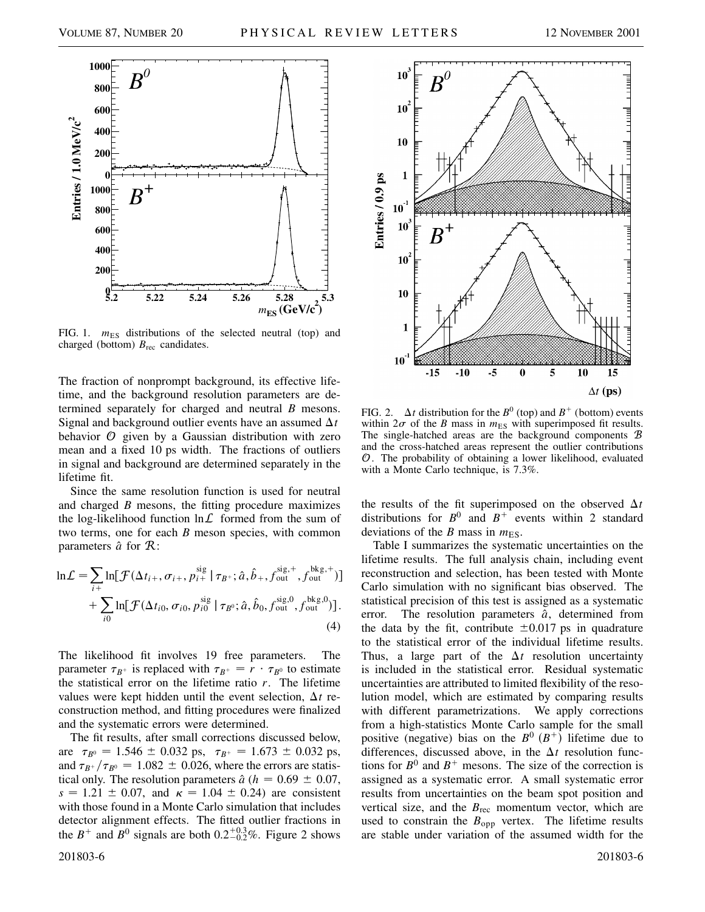FIG. 1. $m_{\rm ES}$ distributions of the selected neutral (top) and charged (bottom) $B_{\rm rec}$ candidates.

The fraction of nonprompt background, its effective lifetime, and the background resolution parameters are determined separately for charged and neutral $B$ mesons. Signal and background outlier events have an assumed $\Delta t$ behavior $\mathcal{O}$ given by a Gaussian distribution with zero mean and a fixed 10 ps width. The fractions of outliers in signal and background are determined separately in the lifetime fit.

Since the same resolution function is used for neutral and charged $B$ mesons, the fitting procedure maximizes the log-likelihood function $\ln\mathcal{L}$ formed from the sum of two terms, one for each $B$ meson species, with common parameters $\hat{a}$ for $\mathcal{R}$:

$$\ln\mathcal{L} = \sum_{i+} \ln[\mathcal{F}(\Delta t_{i+}, \sigma_{i+}, p_{i+}^{\rm sig} \mid \tau_{B^+}; \hat{a}, \hat{b}_+, f_{\rm out}^{{\rm sig},+}, f_{\rm out}^{{\rm bkg},+})] + \sum_{i0} \ln[\mathcal{F}(\Delta t_{i0}, \sigma_{i0}, p_{i0}^{\rm sig} \mid \tau_{B^0}; \hat{a}, \hat{b}_0, f_{\rm out}^{{\rm sig},0}, f_{\rm out}^{{\rm bkg},0})]. \quad (4)$$

The likelihood fit involves 19 free parameters. The parameter $\tau_{B^+}$ is replaced with $\tau_{B^+} = r \cdot \tau_{B^0}$ to estimate the statistical error on the lifetime ratio $r$. The lifetime values were kept hidden until the event selection, $\Delta t$ reconstruction method, and fitting procedures were finalized and the systematic errors were determined.

The fit results, after small corrections discussed below, are $\tau_{B^0} = 1.546 \pm 0.032$ ps, $\tau_{B^+} = 1.673 \pm 0.032$ ps, and $\tau_{B^+}/\tau_{B^0} = 1.082 \pm 0.026$, where the errors are statistical only. The resolution parameters $\hat{a}$ ($h = 0.69 \pm 0.07$, $s = 1.21 \pm 0.07$, and $\kappa = 1.04 \pm 0.24$) are consistent with those found in a Monte Carlo simulation that includes detector alignment effects. The fitted outlier fractions in the $B^+$ and $B^0$ signals are both $0.2^{+0.3}_{-0.2}\%$. Figure 2 shows the results of the fit superimposed on the observed $\Delta t$ distributions for $B^0$ and $B^+$ events within 2 standard deviations of the $B$ mass in $m_{\rm ES}$.

FIG. 2. $\Delta t$ distribution for the $B^0$ (top) and $B^+$ (bottom) events within $2\sigma$ of the $B$ mass in $m_{\rm ES}$ with superimposed fit results. The single-hatched areas are the background components $\mathcal{B}$ and the cross-hatched areas represent the outlier contributions $\mathcal{O}$. The probability of obtaining a lower likelihood, evaluated with a Monte Carlo technique, is 7.3%.

Table I summarizes the systematic uncertainties on the lifetime results. The full analysis chain, including event reconstruction and selection, has been tested with Monte Carlo simulation with no significant bias observed. The statistical precision of this test is assigned as a systematic error. The resolution parameters $\hat{a}$, determined from the data by the fit, contribute $\pm 0.017$ ps in quadrature to the statistical error of the individual lifetime results. Thus, a large part of the $\Delta t$ resolution uncertainty is included in the statistical error. Residual systematic uncertainties are attributed to limited flexibility of the resolution model, which are estimated by comparing results with different parametrizations. We apply corrections from a high-statistics Monte Carlo sample for the small positive (negative) bias on the $B^0$ ($B^+$) lifetime due to differences, discussed above, in the $\Delta t$ resolution functions for $B^0$ and $B^+$ mesons. The size of the correction is assigned as a systematic error. A small systematic error results from uncertainties on the beam spot position and vertical size, and the $B_{\rm rec}$ momentum vector, which are used to constrain the $B_{\rm opp}$ vertex. The lifetime results are stable under variation of the assumed width for the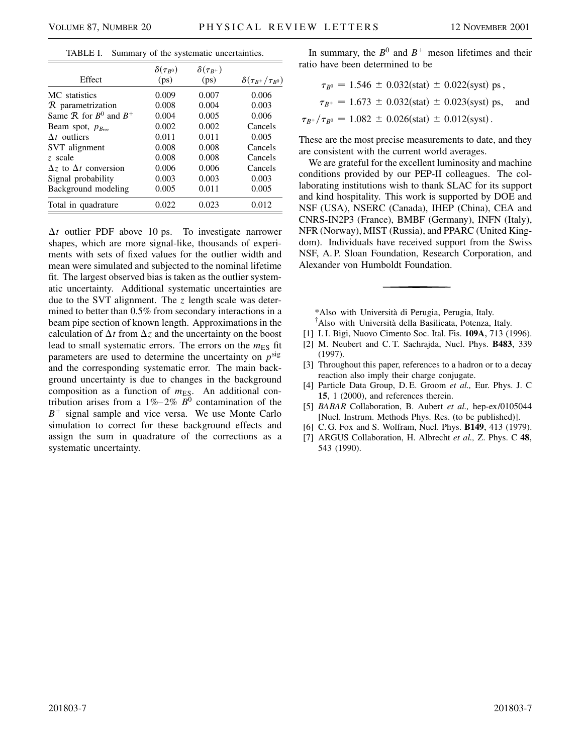TABLE I. Summary of the systematic uncertainties.

| Effect | $\delta(\tau_{B^0})$ (ps) | $\delta(\tau_{B^+})$ (ps) | $\delta(\tau_{B^+}/\tau_{B^0})$ |
|---|---|---|---|
| MC statistics | 0.009 | 0.007 | 0.006 |
| $\mathcal{R}$ parametrization | 0.008 | 0.004 | 0.003 |
| Same $\mathcal{R}$ for $B^0$ and $B^+$ | 0.004 | 0.005 | 0.006 |
| Beam spot, $p_{B_{\rm rec}}$ | 0.002 | 0.002 | Cancels |
| $\Delta t$ outliers | 0.011 | 0.011 | 0.005 |
| SVT alignment | 0.008 | 0.008 | Cancels |
| $z$ scale | 0.008 | 0.008 | Cancels |
| $\Delta z$ to $\Delta t$ conversion | 0.006 | 0.006 | Cancels |
| Signal probability | 0.003 | 0.003 | 0.003 |
| Background modeling | 0.005 | 0.011 | 0.005 |
| Total in quadrature | 0.022 | 0.023 | 0.012 |

$\Delta t$ outlier PDF above 10 ps. To investigate narrower shapes, which are more signal-like, thousands of experiments with sets of fixed values for the outlier width and mean were simulated and subjected to the nominal lifetime fit. The largest observed bias is taken as the outlier systematic uncertainty. Additional systematic uncertainties are due to the SVT alignment. The $z$ length scale was determined to better than 0.5% from secondary interactions in a beam pipe section of known length. Approximations in the calculation of $\Delta t$ from $\Delta z$ and the uncertainty on the boost lead to small systematic errors. The errors on the $m_{\rm ES}$ fit parameters are used to determine the uncertainty on $p^{\rm sig}$ and the corresponding systematic error. The main background uncertainty is due to changes in the background composition as a function of $m_{\rm ES}$. An additional contribution arises from a 1%–2% $B^0$ contamination of the $B^+$ signal sample and vice versa. We use Monte Carlo simulation to correct for these background effects and assign the sum in quadrature of the corrections as a systematic uncertainty.

In summary, the $B^0$ and $B^+$ meson lifetimes and their ratio have been determined to be

$$\tau_{B^0} = 1.546 \pm 0.032(\text{stat}) \pm 0.022(\text{syst}) \text{ ps},$$

$$\tau_{B^+} = 1.673 \pm 0.032(\text{stat}) \pm 0.023(\text{syst}) \text{ ps}, \quad \text{and}$$

$$\tau_{B^+}/\tau_{B^0} = 1.082 \pm 0.026(\text{stat}) \pm 0.012(\text{syst}).$$

These are the most precise measurements to date, and they are consistent with the current world averages.

We are grateful for the excellent luminosity and machine conditions provided by our PEP-II colleagues. The collaborating institutions wish to thank SLAC for its support and kind hospitality. This work is supported by DOE and NSF (USA), NSERC (Canada), IHEP (China), CEA and CNRS-IN2P3 (France), BMBF (Germany), INFN (Italy), NFR (Norway), MIST (Russia), and PPARC (United Kingdom). Individuals have received support from the Swiss NSF, A. P. Sloan Foundation, Research Corporation, and Alexander von Humboldt Foundation.

---

*Also with Università di Perugia, Perugia, Italy.

†Also with Università della Basilicata, Potenza, Italy.

[1] I. I. Bigi, Nuovo Cimento Soc. Ital. Fis. **109A**, 713 (1996).

[2] M. Neubert and C. T. Sachrajda, Nucl. Phys. **B483**, 339 (1997).

[3] Throughout this paper, references to a hadron or to a decay reaction also imply their charge conjugate.

[4] Particle Data Group, D. E. Groom *et al.,* Eur. Phys. J. C **15**, 1 (2000), and references therein.

[5] *BABAR* Collaboration, B. Aubert *et al.,* hep-ex/0105044 [Nucl. Instrum. Methods Phys. Res. (to be published)].

[6] C. G. Fox and S. Wolfram, Nucl. Phys. **B149**, 413 (1979).

[7] ARGUS Collaboration, H. Albrecht *et al.,* Z. Phys. C **48**, 543 (1990).